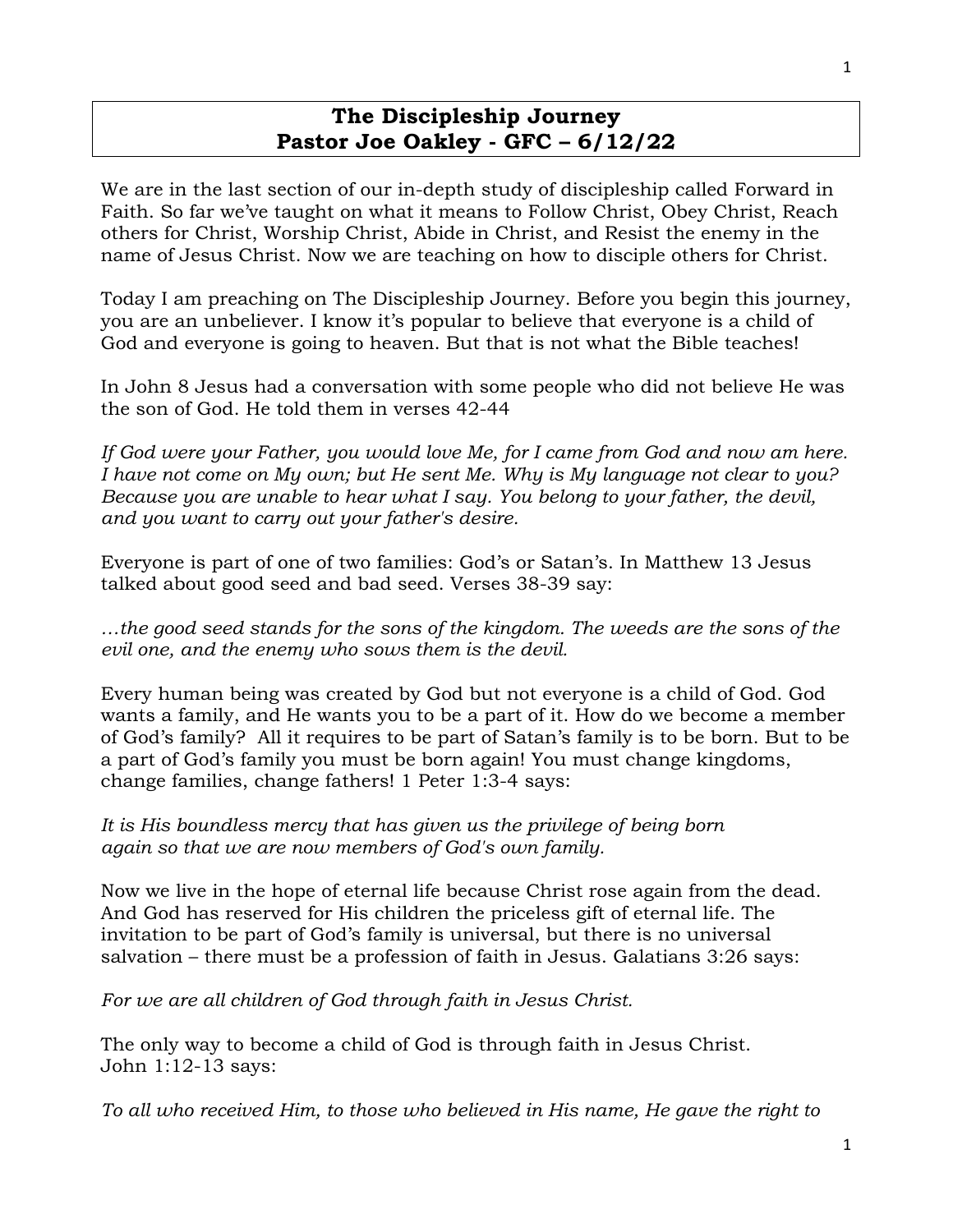# The Discipleship Journey
## Pastor Joe Oakley - GFC – 6/12/22

We are in the last section of our in-depth study of discipleship called Forward in Faith. So far we've taught on what it means to Follow Christ, Obey Christ, Reach others for Christ, Worship Christ, Abide in Christ, and Resist the enemy in the name of Jesus Christ. Now we are teaching on how to disciple others for Christ.

Today I am preaching on The Discipleship Journey. Before you begin this journey, you are an unbeliever. I know it's popular to believe that everyone is a child of God and everyone is going to heaven. But that is not what the Bible teaches!

In John 8 Jesus had a conversation with some people who did not believe He was the son of God. He told them in verses 42-44

*If God were your Father, you would love Me, for I came from God and now am here. I have not come on My own; but He sent Me. Why is My language not clear to you? Because you are unable to hear what I say. You belong to your father, the devil, and you want to carry out your father's desire.*

Everyone is part of one of two families: God's or Satan's. In Matthew 13 Jesus talked about good seed and bad seed. Verses 38-39 say:

*…the good seed stands for the sons of the kingdom. The weeds are the sons of the evil one, and the enemy who sows them is the devil.*

Every human being was created by God but not everyone is a child of God. God wants a family, and He wants you to be a part of it. How do we become a member of God's family? All it requires to be part of Satan's family is to be born. But to be a part of God's family you must be born again! You must change kingdoms, change families, change fathers! 1 Peter 1:3-4 says:

*It is His boundless mercy that has given us the privilege of being born again so that we are now members of God's own family.*

Now we live in the hope of eternal life because Christ rose again from the dead. And God has reserved for His children the priceless gift of eternal life. The invitation to be part of God's family is universal, but there is no universal salvation – there must be a profession of faith in Jesus. Galatians 3:26 says:

*For we are all children of God through faith in Jesus Christ.*

The only way to become a child of God is through faith in Jesus Christ. John 1:12-13 says:

*To all who received Him, to those who believed in His name, He gave the right to*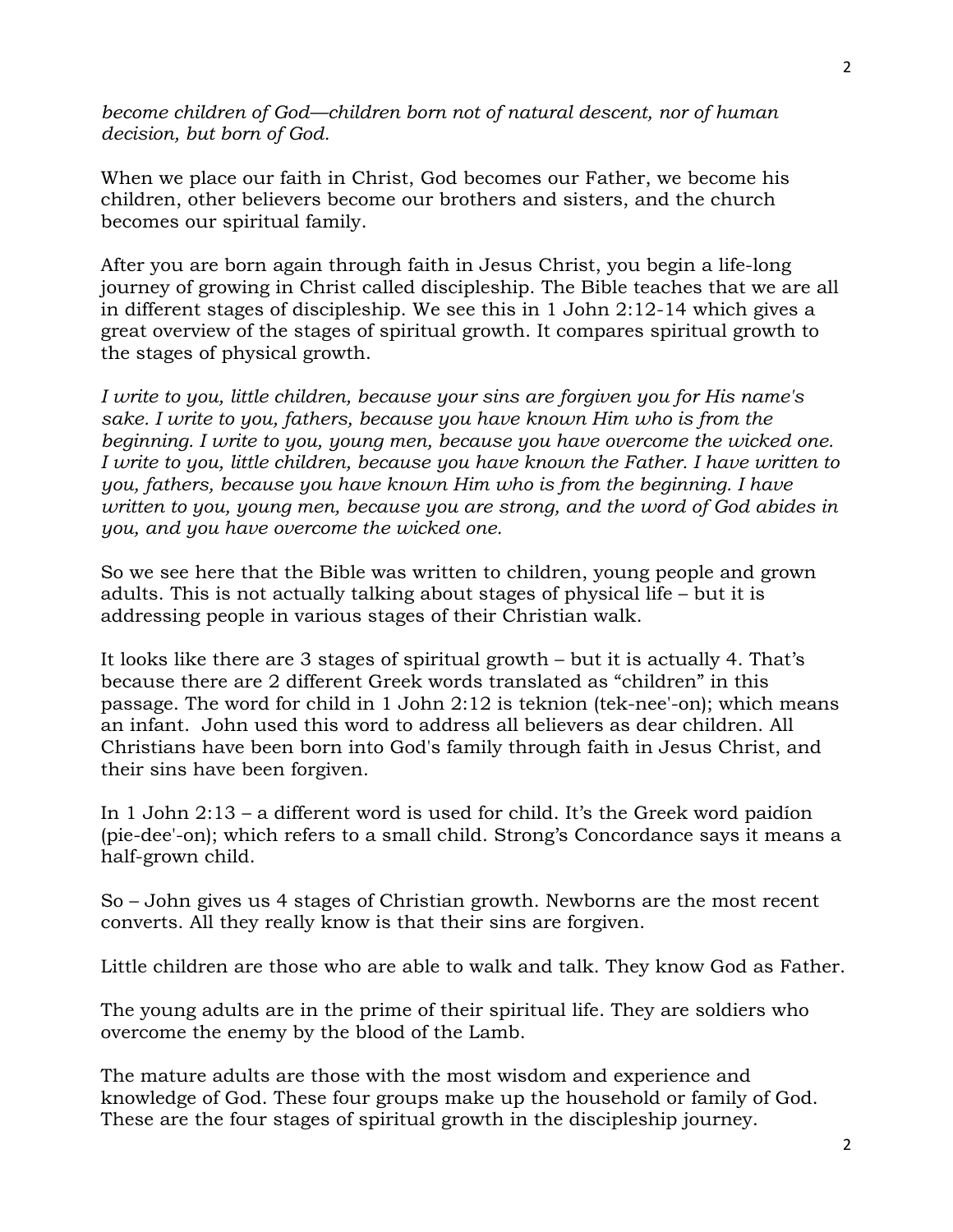*become children of God—children born not of natural descent, nor of human decision, but born of God.*

When we place our faith in Christ, God becomes our Father, we become his children, other believers become our brothers and sisters, and the church becomes our spiritual family.

After you are born again through faith in Jesus Christ, you begin a life-long journey of growing in Christ called discipleship. The Bible teaches that we are all in different stages of discipleship. We see this in 1 John 2:12-14 which gives a great overview of the stages of spiritual growth. It compares spiritual growth to the stages of physical growth.

*I write to you, little children, because your sins are forgiven you for His name's sake. I write to you, fathers, because you have known Him who is from the beginning. I write to you, young men, because you have overcome the wicked one. I write to you, little children, because you have known the Father. I have written to you, fathers, because you have known Him who is from the beginning. I have written to you, young men, because you are strong, and the word of God abides in you, and you have overcome the wicked one.*

So we see here that the Bible was written to children, young people and grown adults. This is not actually talking about stages of physical life – but it is addressing people in various stages of their Christian walk.

It looks like there are 3 stages of spiritual growth – but it is actually 4. That's because there are 2 different Greek words translated as "children" in this passage. The word for child in 1 John 2:12 is teknion (tek-nee'-on); which means an infant. John used this word to address all believers as dear children. All Christians have been born into God's family through faith in Jesus Christ, and their sins have been forgiven.

In 1 John 2:13 – a different word is used for child. It's the Greek word paidíon (pie-dee'-on); which refers to a small child. Strong's Concordance says it means a half-grown child.

So – John gives us 4 stages of Christian growth. Newborns are the most recent converts. All they really know is that their sins are forgiven.

Little children are those who are able to walk and talk. They know God as Father.

The young adults are in the prime of their spiritual life. They are soldiers who overcome the enemy by the blood of the Lamb.

The mature adults are those with the most wisdom and experience and knowledge of God. These four groups make up the household or family of God. These are the four stages of spiritual growth in the discipleship journey.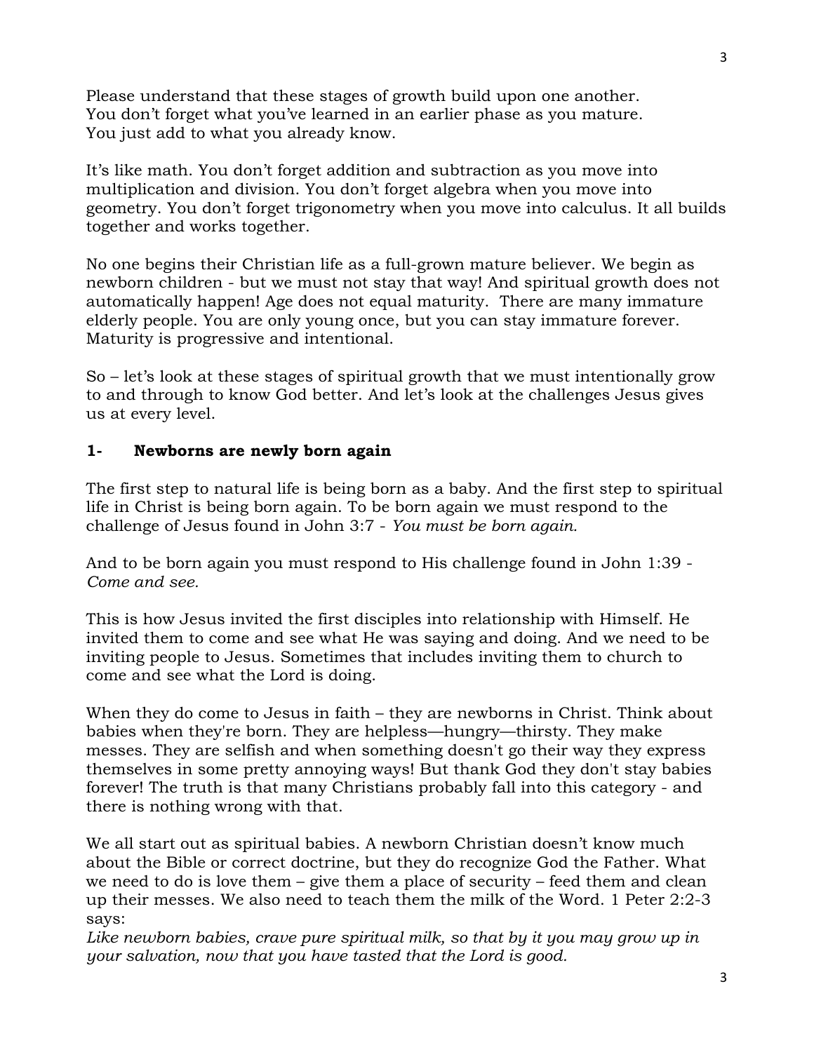Please understand that these stages of growth build upon one another.
You don't forget what you've learned in an earlier phase as you mature.
You just add to what you already know.

It's like math. You don't forget addition and subtraction as you move into multiplication and division. You don't forget algebra when you move into geometry. You don't forget trigonometry when you move into calculus. It all builds together and works together.

No one begins their Christian life as a full-grown mature believer. We begin as newborn children - but we must not stay that way! And spiritual growth does not automatically happen! Age does not equal maturity. There are many immature elderly people. You are only young once, but you can stay immature forever. Maturity is progressive and intentional.

So – let's look at these stages of spiritual growth that we must intentionally grow to and through to know God better. And let's look at the challenges Jesus gives us at every level.

### 1- Newborns are newly born again

The first step to natural life is being born as a baby. And the first step to spiritual life in Christ is being born again. To be born again we must respond to the challenge of Jesus found in John 3:7 - *You must be born again.*

And to be born again you must respond to His challenge found in John 1:39 - *Come and see.*

This is how Jesus invited the first disciples into relationship with Himself. He invited them to come and see what He was saying and doing. And we need to be inviting people to Jesus. Sometimes that includes inviting them to church to come and see what the Lord is doing.

When they do come to Jesus in faith – they are newborns in Christ. Think about babies when they're born. They are helpless—hungry—thirsty. They make messes. They are selfish and when something doesn't go their way they express themselves in some pretty annoying ways! But thank God they don't stay babies forever! The truth is that many Christians probably fall into this category - and there is nothing wrong with that.

We all start out as spiritual babies. A newborn Christian doesn't know much about the Bible or correct doctrine, but they do recognize God the Father. What we need to do is love them – give them a place of security – feed them and clean up their messes. We also need to teach them the milk of the Word. 1 Peter 2:2-3 says:
*Like newborn babies, crave pure spiritual milk, so that by it you may grow up in your salvation, now that you have tasted that the Lord is good.*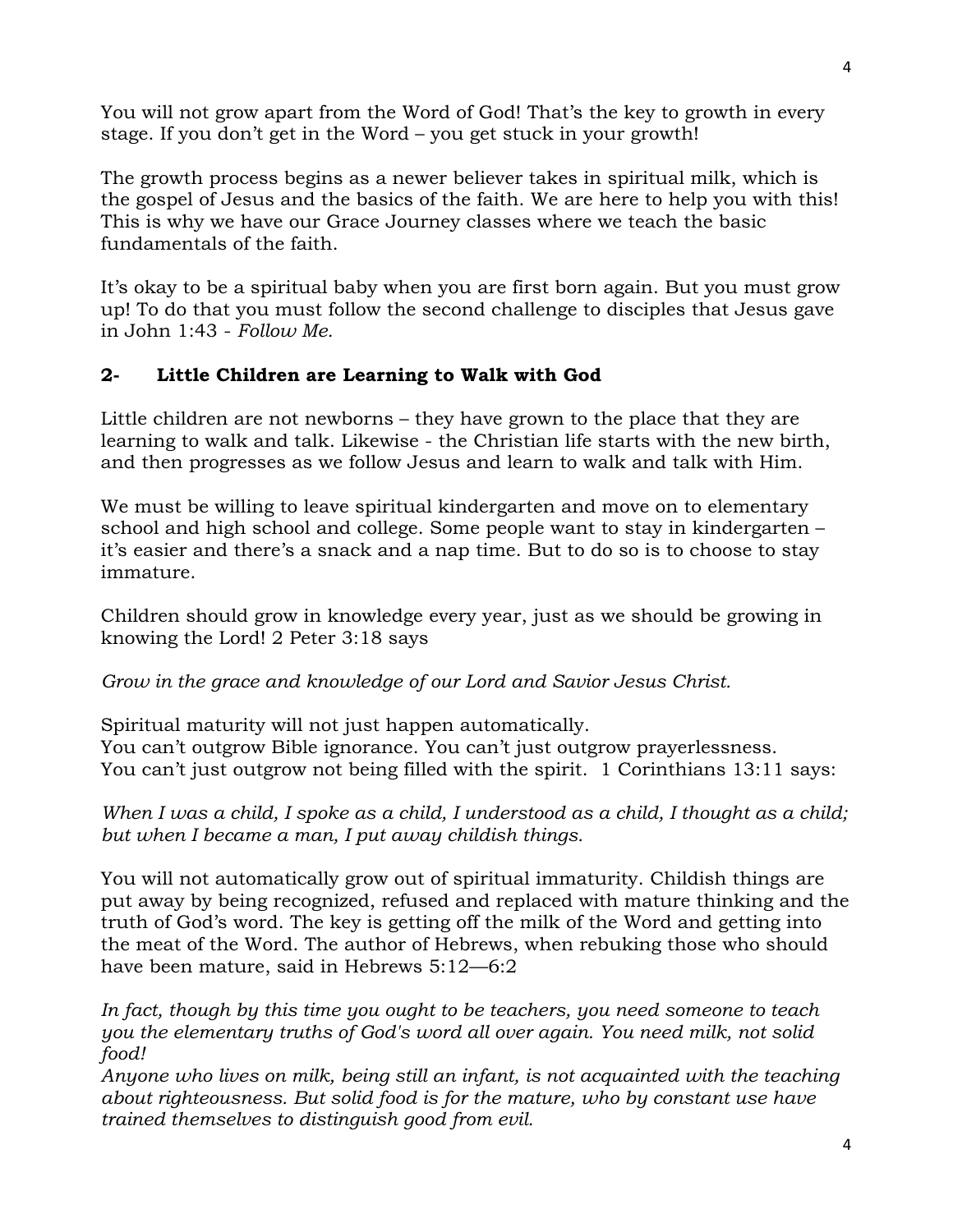You will not grow apart from the Word of God! That's the key to growth in every stage. If you don't get in the Word – you get stuck in your growth!

The growth process begins as a newer believer takes in spiritual milk, which is the gospel of Jesus and the basics of the faith. We are here to help you with this! This is why we have our Grace Journey classes where we teach the basic fundamentals of the faith.

It's okay to be a spiritual baby when you are first born again. But you must grow up! To do that you must follow the second challenge to disciples that Jesus gave in John 1:43 - *Follow Me.*

### 2- Little Children are Learning to Walk with God

Little children are not newborns – they have grown to the place that they are learning to walk and talk. Likewise - the Christian life starts with the new birth, and then progresses as we follow Jesus and learn to walk and talk with Him.

We must be willing to leave spiritual kindergarten and move on to elementary school and high school and college. Some people want to stay in kindergarten – it's easier and there's a snack and a nap time. But to do so is to choose to stay immature.

Children should grow in knowledge every year, just as we should be growing in knowing the Lord! 2 Peter 3:18 says

*Grow in the grace and knowledge of our Lord and Savior Jesus Christ.*

Spiritual maturity will not just happen automatically.
You can't outgrow Bible ignorance. You can't just outgrow prayerlessness.
You can't just outgrow not being filled with the spirit. 1 Corinthians 13:11 says:

*When I was a child, I spoke as a child, I understood as a child, I thought as a child; but when I became a man, I put away childish things.*

You will not automatically grow out of spiritual immaturity. Childish things are put away by being recognized, refused and replaced with mature thinking and the truth of God's word. The key is getting off the milk of the Word and getting into the meat of the Word. The author of Hebrews, when rebuking those who should have been mature, said in Hebrews 5:12—6:2

*In fact, though by this time you ought to be teachers, you need someone to teach you the elementary truths of God's word all over again. You need milk, not solid food!*
*Anyone who lives on milk, being still an infant, is not acquainted with the teaching about righteousness. But solid food is for the mature, who by constant use have trained themselves to distinguish good from evil.*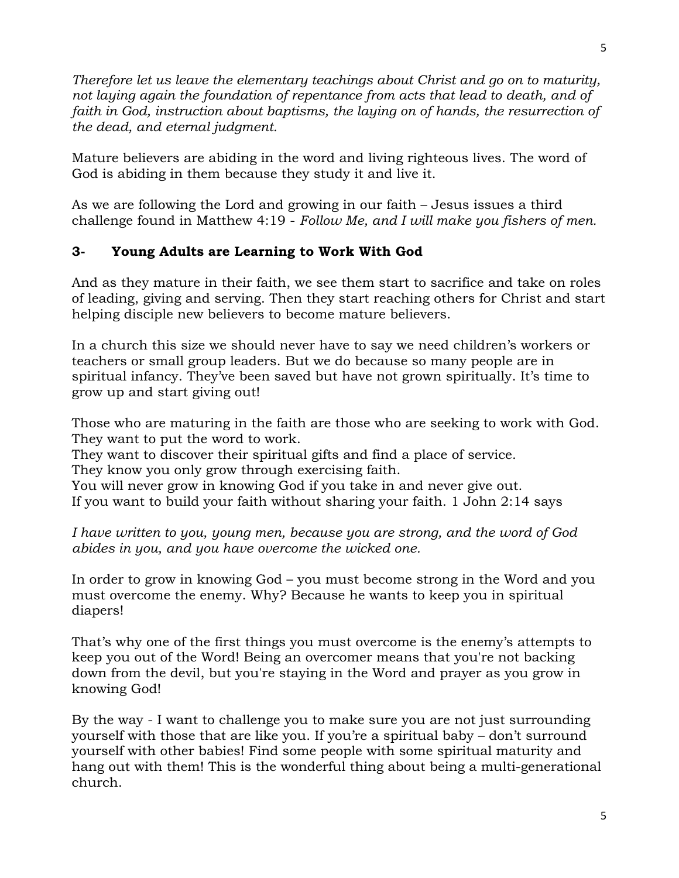*Therefore let us leave the elementary teachings about Christ and go on to maturity, not laying again the foundation of repentance from acts that lead to death, and of faith in God, instruction about baptisms, the laying on of hands, the resurrection of the dead, and eternal judgment.*

Mature believers are abiding in the word and living righteous lives. The word of God is abiding in them because they study it and live it.

As we are following the Lord and growing in our faith – Jesus issues a third challenge found in Matthew 4:19 - *Follow Me, and I will make you fishers of men.*

### 3- Young Adults are Learning to Work With God

And as they mature in their faith, we see them start to sacrifice and take on roles of leading, giving and serving. Then they start reaching others for Christ and start helping disciple new believers to become mature believers.

In a church this size we should never have to say we need children's workers or teachers or small group leaders. But we do because so many people are in spiritual infancy. They've been saved but have not grown spiritually. It's time to grow up and start giving out!

Those who are maturing in the faith are those who are seeking to work with God.
They want to put the word to work.
They want to discover their spiritual gifts and find a place of service.
They know you only grow through exercising faith.
You will never grow in knowing God if you take in and never give out.
If you want to build your faith without sharing your faith. 1 John 2:14 says

*I have written to you, young men, because you are strong, and the word of God abides in you, and you have overcome the wicked one.*

In order to grow in knowing God – you must become strong in the Word and you must overcome the enemy. Why? Because he wants to keep you in spiritual diapers!

That's why one of the first things you must overcome is the enemy's attempts to keep you out of the Word! Being an overcomer means that you're not backing down from the devil, but you're staying in the Word and prayer as you grow in knowing God!

By the way - I want to challenge you to make sure you are not just surrounding yourself with those that are like you. If you're a spiritual baby – don't surround yourself with other babies! Find some people with some spiritual maturity and hang out with them! This is the wonderful thing about being a multi-generational church.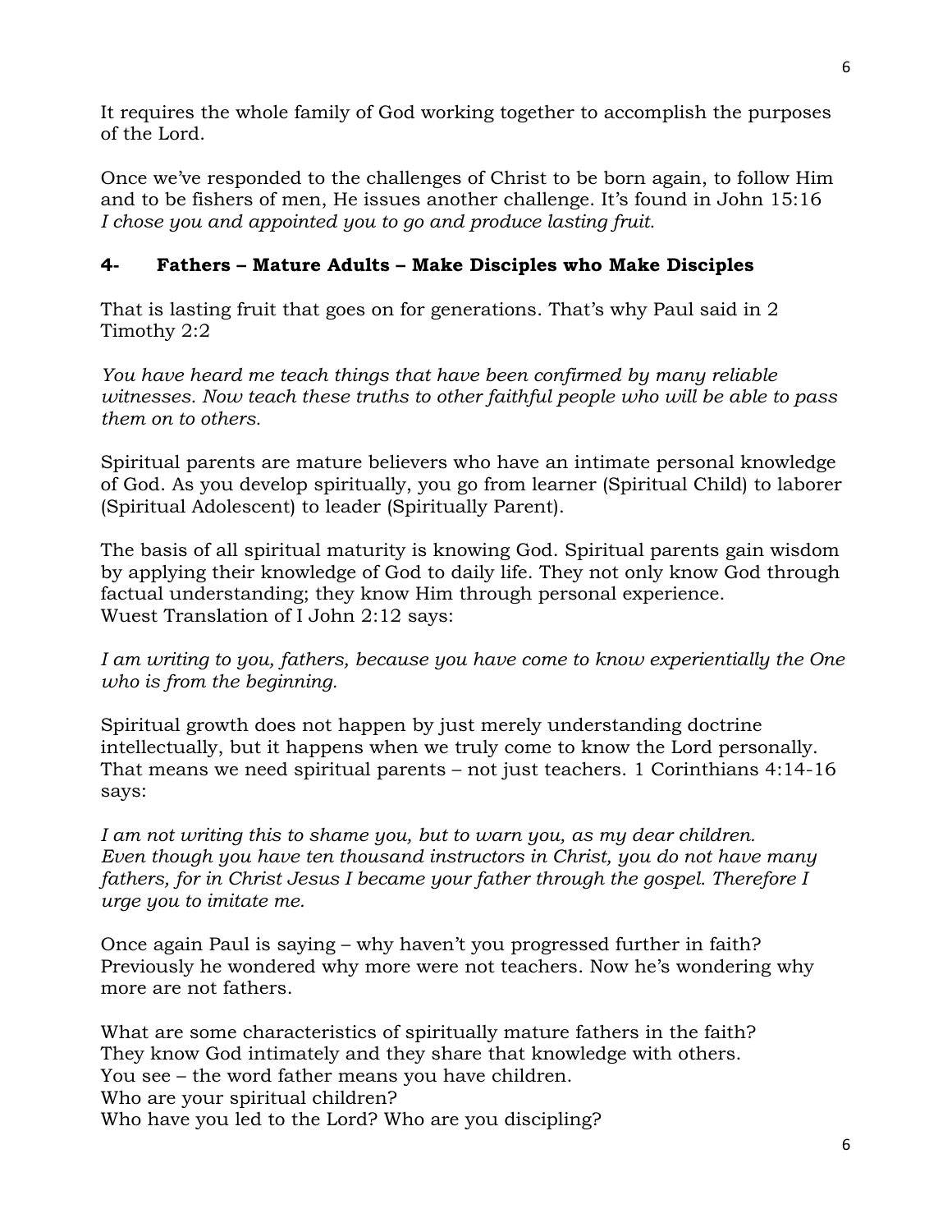It requires the whole family of God working together to accomplish the purposes of the Lord.

Once we've responded to the challenges of Christ to be born again, to follow Him and to be fishers of men, He issues another challenge. It's found in John 15:16
*I chose you and appointed you to go and produce lasting fruit.*

### 4- Fathers – Mature Adults – Make Disciples who Make Disciples

That is lasting fruit that goes on for generations. That's why Paul said in 2 Timothy 2:2

*You have heard me teach things that have been confirmed by many reliable witnesses. Now teach these truths to other faithful people who will be able to pass them on to others.*

Spiritual parents are mature believers who have an intimate personal knowledge of God. As you develop spiritually, you go from learner (Spiritual Child) to laborer (Spiritual Adolescent) to leader (Spiritually Parent).

The basis of all spiritual maturity is knowing God. Spiritual parents gain wisdom by applying their knowledge of God to daily life. They not only know God through factual understanding; they know Him through personal experience.
Wuest Translation of I John 2:12 says:

*I am writing to you, fathers, because you have come to know experientially the One who is from the beginning.*

Spiritual growth does not happen by just merely understanding doctrine intellectually, but it happens when we truly come to know the Lord personally. That means we need spiritual parents – not just teachers. 1 Corinthians 4:14-16 says:

*I am not writing this to shame you, but to warn you, as my dear children. Even though you have ten thousand instructors in Christ, you do not have many fathers, for in Christ Jesus I became your father through the gospel. Therefore I urge you to imitate me.*

Once again Paul is saying – why haven't you progressed further in faith? Previously he wondered why more were not teachers. Now he's wondering why more are not fathers.

What are some characteristics of spiritually mature fathers in the faith?
They know God intimately and they share that knowledge with others.
You see – the word father means you have children.
Who are your spiritual children?
Who have you led to the Lord? Who are you discipling?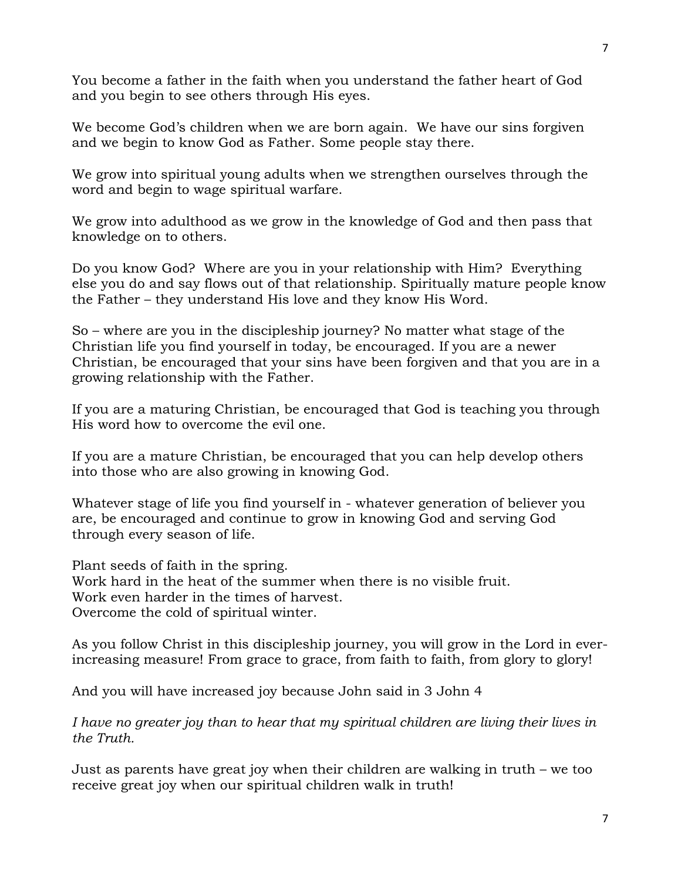You become a father in the faith when you understand the father heart of God and you begin to see others through His eyes.

We become God's children when we are born again. We have our sins forgiven and we begin to know God as Father. Some people stay there.

We grow into spiritual young adults when we strengthen ourselves through the word and begin to wage spiritual warfare.

We grow into adulthood as we grow in the knowledge of God and then pass that knowledge on to others.

Do you know God? Where are you in your relationship with Him? Everything else you do and say flows out of that relationship. Spiritually mature people know the Father – they understand His love and they know His Word.

So – where are you in the discipleship journey? No matter what stage of the Christian life you find yourself in today, be encouraged. If you are a newer Christian, be encouraged that your sins have been forgiven and that you are in a growing relationship with the Father.

If you are a maturing Christian, be encouraged that God is teaching you through His word how to overcome the evil one.

If you are a mature Christian, be encouraged that you can help develop others into those who are also growing in knowing God.

Whatever stage of life you find yourself in - whatever generation of believer you are, be encouraged and continue to grow in knowing God and serving God through every season of life.

Plant seeds of faith in the spring.
Work hard in the heat of the summer when there is no visible fruit.
Work even harder in the times of harvest.
Overcome the cold of spiritual winter.

As you follow Christ in this discipleship journey, you will grow in the Lord in ever-increasing measure! From grace to grace, from faith to faith, from glory to glory!

And you will have increased joy because John said in 3 John 4

*I have no greater joy than to hear that my spiritual children are living their lives in the Truth.*

Just as parents have great joy when their children are walking in truth – we too receive great joy when our spiritual children walk in truth!